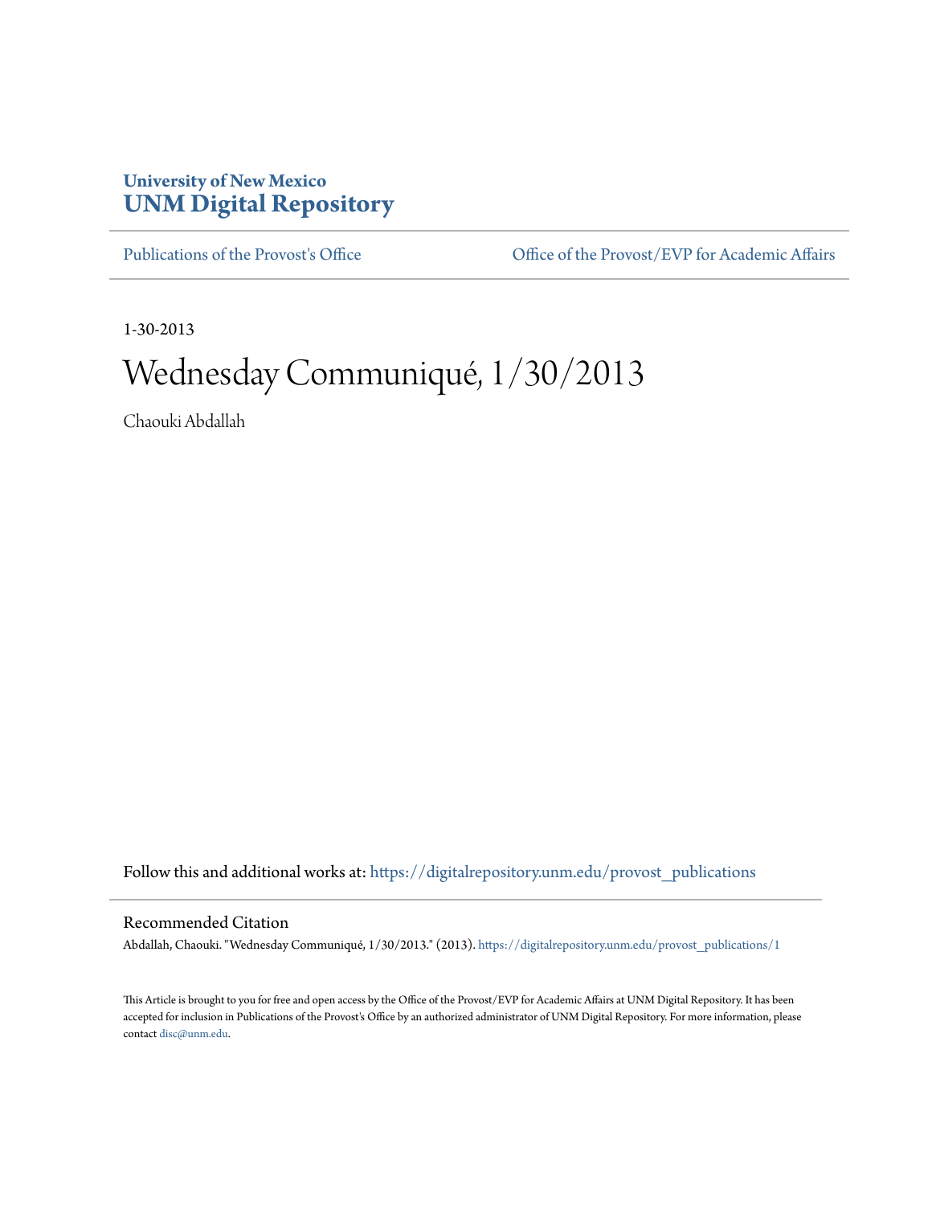**University of New Mexico**
**UNM Digital Repository**

Publications of the Provost's Office | Office of the Provost/EVP for Academic Affairs

1-30-2013

# Wednesday Communiqué, 1/30/2013

Chaouki Abdallah

Follow this and additional works at: https://digitalrepository.unm.edu/provost_publications

## Recommended Citation

Abdallah, Chaouki. "Wednesday Communiqué, 1/30/2013." (2013). https://digitalrepository.unm.edu/provost_publications/1

This Article is brought to you for free and open access by the Office of the Provost/EVP for Academic Affairs at UNM Digital Repository. It has been accepted for inclusion in Publications of the Provost's Office by an authorized administrator of UNM Digital Repository. For more information, please contact disc@unm.edu.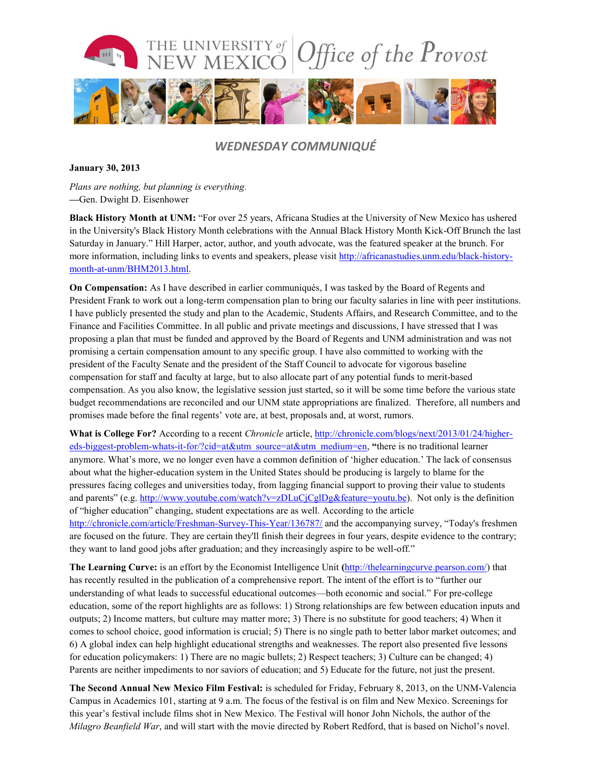# THE UNIVERSITY of NEW MEXICO | Office of the Provost

## *WEDNESDAY COMMUNIQUÉ*

**January 30, 2013**

*Plans are nothing, but planning is everything.*
—Gen. Dwight D. Eisenhower

**Black History Month at UNM:** "For over 25 years, Africana Studies at the University of New Mexico has ushered in the University's Black History Month celebrations with the Annual Black History Month Kick-Off Brunch the last Saturday in January." Hill Harper, actor, author, and youth advocate, was the featured speaker at the brunch. For more information, including links to events and speakers, please visit http://africanastudies.unm.edu/black-history-month-at-unm/BHM2013.html.

**On Compensation:** As I have described in earlier communiqués, I was tasked by the Board of Regents and President Frank to work out a long-term compensation plan to bring our faculty salaries in line with peer institutions. I have publicly presented the study and plan to the Academic, Students Affairs, and Research Committee, and to the Finance and Facilities Committee. In all public and private meetings and discussions, I have stressed that I was proposing a plan that must be funded and approved by the Board of Regents and UNM administration and was not promising a certain compensation amount to any specific group. I have also committed to working with the president of the Faculty Senate and the president of the Staff Council to advocate for vigorous baseline compensation for staff and faculty at large, but to also allocate part of any potential funds to merit-based compensation. As you also know, the legislative session just started, so it will be some time before the various state budget recommendations are reconciled and our UNM state appropriations are finalized. Therefore, all numbers and promises made before the final regents' vote are, at best, proposals and, at worst, rumors.

**What is College For?** According to a recent *Chronicle* article, http://chronicle.com/blogs/next/2013/01/24/higher-eds-biggest-problem-whats-it-for/?cid=at&utm_source=at&utm_medium=en, **"**there is no traditional learner anymore. What's more, we no longer even have a common definition of 'higher education.' The lack of consensus about what the higher-education system in the United States should be producing is largely to blame for the pressures facing colleges and universities today, from lagging financial support to proving their value to students and parents" (e.g. http://www.youtube.com/watch?v=zDLuCjCglDg&feature=youtu.be). Not only is the definition of "higher education" changing, student expectations are as well. According to the article http://chronicle.com/article/Freshman-Survey-This-Year/136787/ and the accompanying survey, "Today's freshmen are focused on the future. They are certain they'll finish their degrees in four years, despite evidence to the contrary; they want to land good jobs after graduation; and they increasingly aspire to be well-off."

**The Learning Curve:** is an effort by the Economist Intelligence Unit **(**http://thelearningcurve.pearson.com/) that has recently resulted in the publication of a comprehensive report. The intent of the effort is to "further our understanding of what leads to successful educational outcomes—both economic and social." For pre-college education, some of the report highlights are as follows: 1) Strong relationships are few between education inputs and outputs; 2) Income matters, but culture may matter more; 3) There is no substitute for good teachers; 4) When it comes to school choice, good information is crucial; 5) There is no single path to better labor market outcomes; and 6) A global index can help highlight educational strengths and weaknesses. The report also presented five lessons for education policymakers: 1) There are no magic bullets; 2) Respect teachers; 3) Culture can be changed; 4) Parents are neither impediments to nor saviors of education; and 5) Educate for the future, not just the present.

**The Second Annual New Mexico Film Festival:** is scheduled for Friday, February 8, 2013, on the UNM-Valencia Campus in Academics 101, starting at 9 a.m. The focus of the festival is on film and New Mexico. Screenings for this year's festival include films shot in New Mexico. The Festival will honor John Nichols, the author of the *Milagro Beanfield War*, and will start with the movie directed by Robert Redford, that is based on Nichol's novel.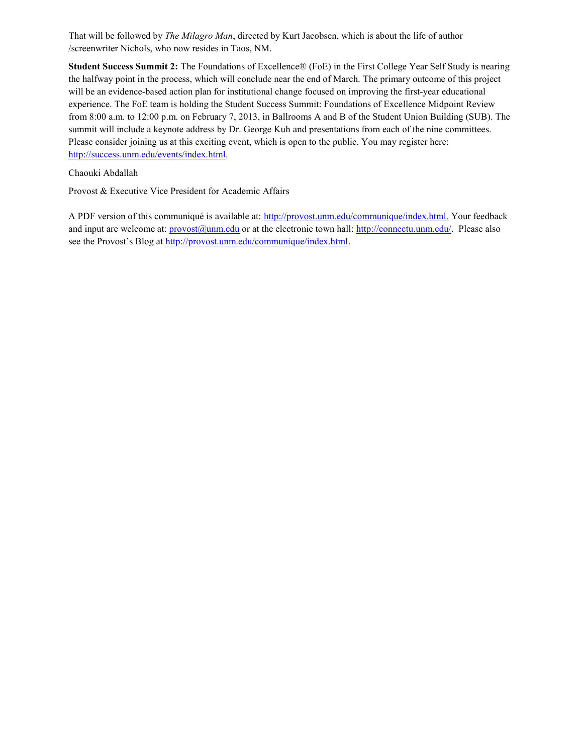That will be followed by *The Milagro Man*, directed by Kurt Jacobsen, which is about the life of author /screenwriter Nichols, who now resides in Taos, NM.

**Student Success Summit 2:** The Foundations of Excellence® (FoE) in the First College Year Self Study is nearing the halfway point in the process, which will conclude near the end of March. The primary outcome of this project will be an evidence-based action plan for institutional change focused on improving the first-year educational experience. The FoE team is holding the Student Success Summit: Foundations of Excellence Midpoint Review from 8:00 a.m. to 12:00 p.m. on February 7, 2013, in Ballrooms A and B of the Student Union Building (SUB). The summit will include a keynote address by Dr. George Kuh and presentations from each of the nine committees. Please consider joining us at this exciting event, which is open to the public. You may register here: http://success.unm.edu/events/index.html.

Chaouki Abdallah

Provost & Executive Vice President for Academic Affairs

A PDF version of this communiqué is available at: http://provost.unm.edu/communique/index.html. Your feedback and input are welcome at: provost@unm.edu or at the electronic town hall: http://connectu.unm.edu/. Please also see the Provost's Blog at http://provost.unm.edu/communique/index.html.